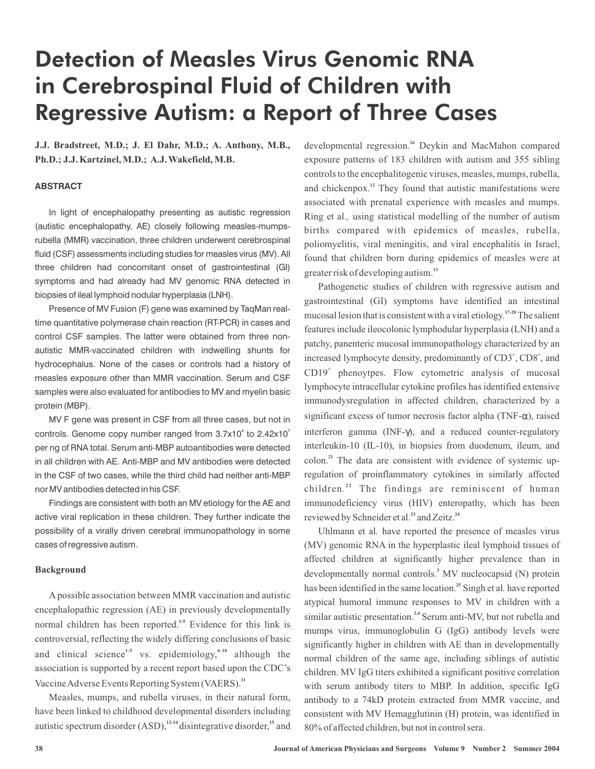# Detection of Measles Virus Genomic RNA in Cerebrospinal Fluid of Children with Regressive Autism: a Report of Three Cases

**J.J. Bradstreet, M.D.; J. El Dahr, M.D.; A. Anthony, M.B., Ph.D.; J.J. Kartzinel, M.D.; A.J. Wakefield, M.B.**

#### ABSTRACT

In light of encephalopathy presenting as autistic regression (autistic encephalopathy, AE) closely following measles-mumps-rubella (MMR) vaccination, three children underwent cerebrospinal fluid (CSF) assessments including studies for measles virus (MV). All three children had concomitant onset of gastrointestinal (GI) symptoms and had already had MV genomic RNA detected in biopsies of ileal lymphoid nodular hyperplasia (LNH).

Presence of MV Fusion (F) gene was examined by TaqMan real-time quantitative polymerase chain reaction (RT-PCR) in cases and control CSF samples. The latter were obtained from three non-autistic MMR-vaccinated children with indwelling shunts for hydrocephalus. None of the cases or controls had a history of measles exposure other than MMR vaccination. Serum and CSF samples were also evaluated for antibodies to MV and myelin basic protein (MBP).

MV F gene was present in CSF from all three cases, but not in controls. Genome copy number ranged from $3.7 \times 10^4$ to $2.42 \times 10^7$ per ng of RNA total. Serum anti-MBP autoantibodies were detected in all children with AE. Anti-MBP and MV antibodies were detected in the CSF of two cases, while the third child had neither anti-MBP nor MV antibodies detected in his CSF.

Findings are consistent with both an MV etiology for the AE and active viral replication in these children. They further indicate the possibility of a virally driven cerebral immunopathology in some cases of regressive autism.

### Background

A possible association between MMR vaccination and autistic encephalopathic regression (AE) in previously developmentally normal children has been reported.[1-5] Evidence for this link is controversial, reflecting the widely differing conclusions of basic and clinical science[1-5] vs. epidemiology,[6-10] although the association is supported by a recent report based upon the CDC's Vaccine Adverse Events Reporting System (VAERS).[11]

Measles, mumps, and rubella viruses, in their natural form, have been linked to childhood developmental disorders including autistic spectrum disorder (ASD),[12-14] disintegrative disorder,[15] and developmental regression.[16] Deykin and MacMahon compared exposure patterns of 183 children with autism and 355 sibling controls to the encephalitogenic viruses, measles, mumps, rubella, and chickenpox.[12] They found that autistic manifestations were associated with prenatal experience with measles and mumps. Ring et al., using statistical modelling of the number of autism births compared with epidemics of measles, rubella, poliomyelitis, viral meningitis, and viral encephalitis in Israel, found that children born during epidemics of measles were at greater risk of developing autism.[13]

Pathogenetic studies of children with regressive autism and gastrointestinal (GI) symptoms have identified an intestinal mucosal lesion that is consistent with a viral etiology.[17-20] The salient features include ileocolonic lymphodular hyperplasia (LNH) and a patchy, panenteric mucosal immunopathology characterized by an increased lymphocyte density, predominantly of $CD3^+$, $CD8^+$, and $CD19^+$ phenoytpes. Flow cytometric analysis of mucosal lymphocyte intracellular cytokine profiles has identified extensive immunodysregulation in affected children, characterized by a significant excess of tumor necrosis factor alpha (TNF-α), raised interferon gamma (INF-γ), and a reduced counter-regulatory interleukin-10 (IL-10), in biopsies from duodenum, ileum, and colon.[21] The data are consistent with evidence of systemic up-regulation of proinflammatory cytokines in similarly affected children.[22] The findings are reminiscent of human immunodeficiency virus (HIV) enteropathy, which has been reviewed by Schneider et al.[23] and Zeitz.[24]

Uhlmann et al. have reported the presence of measles virus (MV) genomic RNA in the hyperplastic ileal lymphoid tissues of affected children at significantly higher prevalence than in developmentally normal controls.[3] MV nucleocapsid (N) protein has been identified in the same location.[25] Singh et al. have reported atypical humoral immune responses to MV in children with a similar autistic presentation.[2,4] Serum anti-MV, but not rubella and mumps virus, immunoglobulin G (IgG) antibody levels were significantly higher in children with AE than in developmentally normal children of the same age, including siblings of autistic children. MV IgG titers exhibited a significant positive correlation with serum antibody titers to MBP. In addition, specific IgG antibody to a 74kD protein extracted from MMR vaccine, and consistent with MV Hemagglutinin (H) protein, was identified in 80% of affected children, but not in control sera.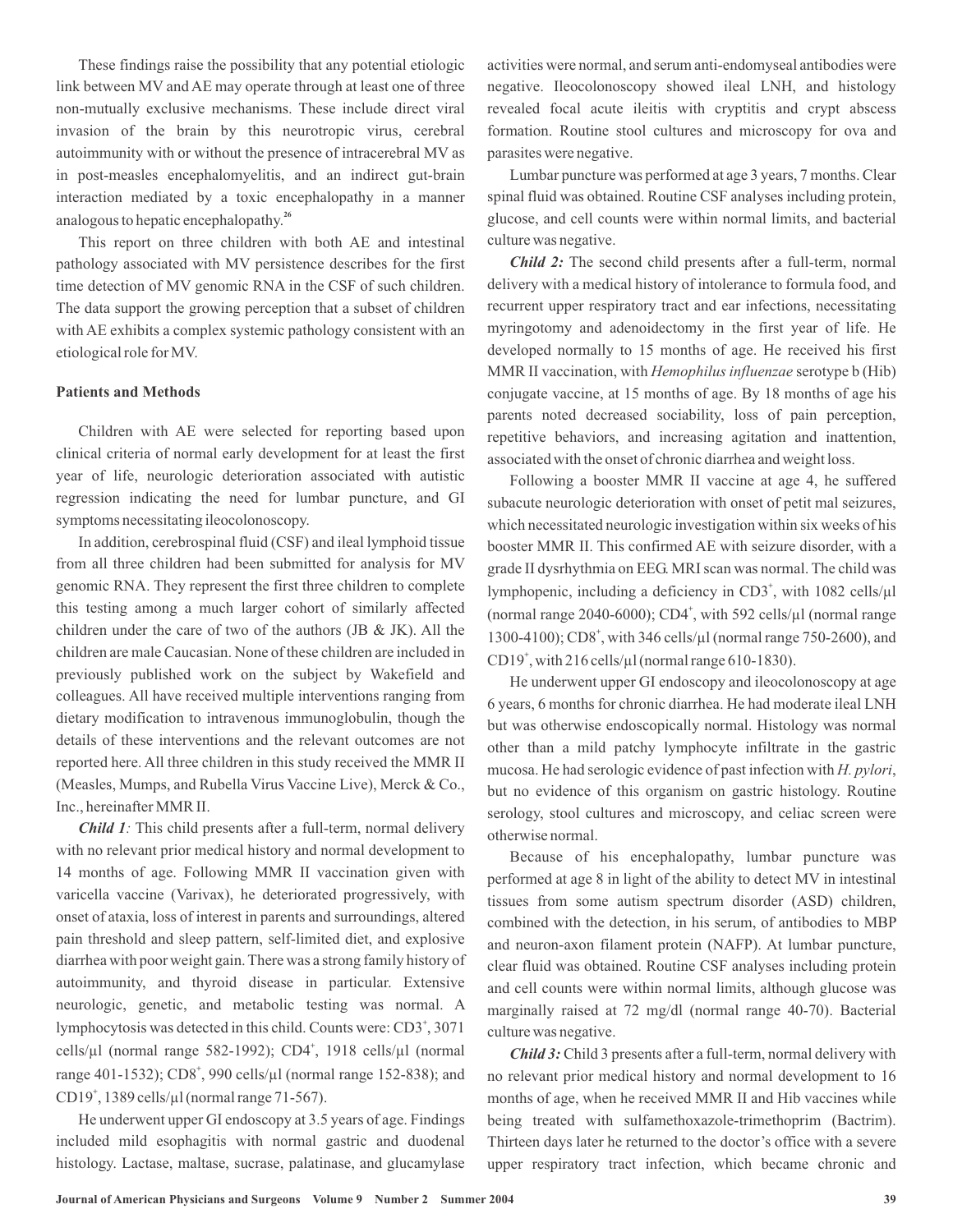These findings raise the possibility that any potential etiologic link between MV and AE may operate through at least one of three non-mutually exclusive mechanisms. These include direct viral invasion of the brain by this neurotropic virus, cerebral autoimmunity with or without the presence of intracerebral MV as in post-measles encephalomyelitis, and an indirect gut-brain interaction mediated by a toxic encephalopathy in a manner analogous to hepatic encephalopathy.[26]

This report on three children with both AE and intestinal pathology associated with MV persistence describes for the first time detection of MV genomic RNA in the CSF of such children. The data support the growing perception that a subset of children with AE exhibits a complex systemic pathology consistent with an etiological role for MV.

### Patients and Methods

Children with AE were selected for reporting based upon clinical criteria of normal early development for at least the first year of life, neurologic deterioration associated with autistic regression indicating the need for lumbar puncture, and GI symptoms necessitating ileocolonoscopy.

In addition, cerebrospinal fluid (CSF) and ileal lymphoid tissue from all three children had been submitted for analysis for MV genomic RNA. They represent the first three children to complete this testing among a much larger cohort of similarly affected children under the care of two of the authors (JB & JK). All the children are male Caucasian. None of these children are included in previously published work on the subject by Wakefield and colleagues. All have received multiple interventions ranging from dietary modification to intravenous immunoglobulin, though the details of these interventions and the relevant outcomes are not reported here. All three children in this study received the MMR II (Measles, Mumps, and Rubella Virus Vaccine Live), Merck & Co., Inc., hereinafter MMR II.

***Child 1**:* This child presents after a full-term, normal delivery with no relevant prior medical history and normal development to 14 months of age. Following MMR II vaccination given with varicella vaccine (Varivax), he deteriorated progressively, with onset of ataxia, loss of interest in parents and surroundings, altered pain threshold and sleep pattern, self-limited diet, and explosive diarrhea with poor weight gain. There was a strong family history of autoimmunity, and thyroid disease in particular. Extensive neurologic, genetic, and metabolic testing was normal. A lymphocytosis was detected in this child. Counts were: $CD3^+$, 3071 cells/μl (normal range 582-1992); $CD4^+$, 1918 cells/μl (normal range 401-1532); $CD8^+$, 990 cells/μl (normal range 152-838); and $CD19^+$, 1389 cells/μl (normal range 71-567).

He underwent upper GI endoscopy at 3.5 years of age. Findings included mild esophagitis with normal gastric and duodenal histology. Lactase, maltase, sucrase, palatinase, and glucamylase activities were normal, and serum anti-endomyseal antibodies were negative. Ileocolonoscopy showed ileal LNH, and histology revealed focal acute ileitis with cryptitis and crypt abscess formation. Routine stool cultures and microscopy for ova and parasites were negative.

Lumbar puncture was performed at age 3 years, 7 months. Clear spinal fluid was obtained. Routine CSF analyses including protein, glucose, and cell counts were within normal limits, and bacterial culture was negative.

***Child 2:*** The second child presents after a full-term, normal delivery with a medical history of intolerance to formula food, and recurrent upper respiratory tract and ear infections, necessitating myringotomy and adenoidectomy in the first year of life. He developed normally to 15 months of age. He received his first MMR II vaccination, with *Hemophilus influenzae* serotype b (Hib) conjugate vaccine, at 15 months of age. By 18 months of age his parents noted decreased sociability, loss of pain perception, repetitive behaviors, and increasing agitation and inattention, associated with the onset of chronic diarrhea and weight loss.

Following a booster MMR II vaccine at age 4, he suffered subacute neurologic deterioration with onset of petit mal seizures, which necessitated neurologic investigation within six weeks of his booster MMR II. This confirmed AE with seizure disorder, with a grade II dysrhythmia on EEG. MRI scan was normal. The child was lymphopenic, including a deficiency in $CD3^+$, with 1082 cells/μl (normal range 2040-6000); $CD4^+$, with 592 cells/μl (normal range 1300-4100); $CD8^+$, with 346 cells/μl (normal range 750-2600), and $CD19^+$, with 216 cells/μl (normal range 610-1830).

He underwent upper GI endoscopy and ileocolonoscopy at age 6 years, 6 months for chronic diarrhea. He had moderate ileal LNH but was otherwise endoscopically normal. Histology was normal other than a mild patchy lymphocyte infiltrate in the gastric mucosa. He had serologic evidence of past infection with *H. pylori*, but no evidence of this organism on gastric histology. Routine serology, stool cultures and microscopy, and celiac screen were otherwise normal.

Because of his encephalopathy, lumbar puncture was performed at age 8 in light of the ability to detect MV in intestinal tissues from some autism spectrum disorder (ASD) children, combined with the detection, in his serum, of antibodies to MBP and neuron-axon filament protein (NAFP). At lumbar puncture, clear fluid was obtained. Routine CSF analyses including protein and cell counts were within normal limits, although glucose was marginally raised at 72 mg/dl (normal range 40-70). Bacterial culture was negative.

***Child 3:*** Child 3 presents after a full-term, normal delivery with no relevant prior medical history and normal development to 16 months of age, when he received MMR II and Hib vaccines while being treated with sulfamethoxazole-trimethoprim (Bactrim). Thirteen days later he returned to the doctor's office with a severe upper respiratory tract infection, which became chronic and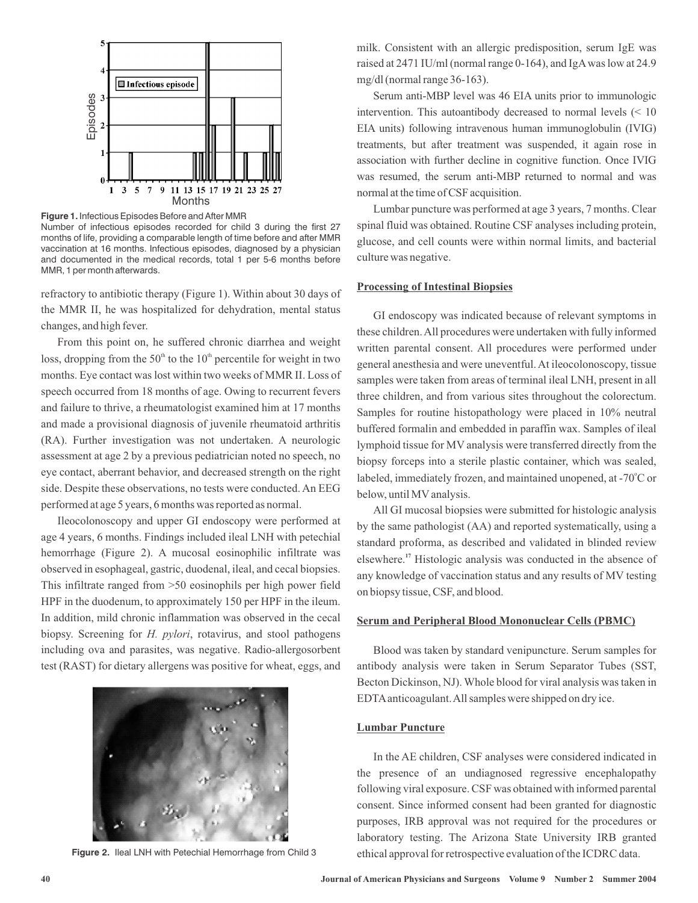Figure 1. Infectious Episodes Before and After MMR
Number of infectious episodes recorded for child 3 during the first 27 months of life, providing a comparable length of time before and after MMR vaccination at 16 months. Infectious episodes, diagnosed by a physician and documented in the medical records, total 1 per 5-6 months before MMR, 1 per month afterwards.

refractory to antibiotic therapy (Figure 1). Within about 30 days of the MMR II, he was hospitalized for dehydration, mental status changes, and high fever.

From this point on, he suffered chronic diarrhea and weight loss, dropping from the $50^{th}$ to the $10^{th}$ percentile for weight in two months. Eye contact was lost within two weeks of MMR II. Loss of speech occurred from 18 months of age. Owing to recurrent fevers and failure to thrive, a rheumatologist examined him at 17 months and made a provisional diagnosis of juvenile rheumatoid arthritis (RA). Further investigation was not undertaken. A neurologic assessment at age 2 by a previous pediatrician noted no speech, no eye contact, aberrant behavior, and decreased strength on the right side. Despite these observations, no tests were conducted. An EEG performed at age 5 years, 6 months was reported as normal.

Ileocolonoscopy and upper GI endoscopy were performed at age 4 years, 6 months. Findings included ileal LNH with petechial hemorrhage (Figure 2). A mucosal eosinophilic infiltrate was observed in esophageal, gastric, duodenal, ileal, and cecal biopsies. This infiltrate ranged from >50 eosinophils per high power field HPF in the duodenum, to approximately 150 per HPF in the ileum. In addition, mild chronic inflammation was observed in the cecal biopsy. Screening for *H. pylori*, rotavirus, and stool pathogens including ova and parasites, was negative. Radio-allergosorbent test (RAST) for dietary allergens was positive for wheat, eggs, and milk. Consistent with an allergic predisposition, serum IgE was raised at 2471 IU/ml (normal range 0-164), and IgA was low at 24.9 mg/dl (normal range 36-163).

Figure 2. Ileal LNH with Petechial Hemorrhage from Child 3

Serum anti-MBP level was 46 EIA units prior to immunologic intervention. This autoantibody decreased to normal levels (< 10 EIA units) following intravenous human immunoglobulin (IVIG) treatments, but after treatment was suspended, it again rose in association with further decline in cognitive function. Once IVIG was resumed, the serum anti-MBP returned to normal and was normal at the time of CSF acquisition.

Lumbar puncture was performed at age 3 years, 7 months. Clear spinal fluid was obtained. Routine CSF analyses including protein, glucose, and cell counts were within normal limits, and bacterial culture was negative.

## Processing of Intestinal Biopsies

GI endoscopy was indicated because of relevant symptoms in these children. All procedures were undertaken with fully informed written parental consent. All procedures were performed under general anesthesia and were uneventful. At ileocolonoscopy, tissue samples were taken from areas of terminal ileal LNH, present in all three children, and from various sites throughout the colorectum. Samples for routine histopathology were placed in 10% neutral buffered formalin and embedded in paraffin wax. Samples of ileal lymphoid tissue for MV analysis were transferred directly from the biopsy forceps into a sterile plastic container, which was sealed, labeled, immediately frozen, and maintained unopened, at -70°C or below, until MV analysis.

All GI mucosal biopsies were submitted for histologic analysis by the same pathologist (AA) and reported systematically, using a standard proforma, as described and validated in blinded review elsewhere.[17] Histologic analysis was conducted in the absence of any knowledge of vaccination status and any results of MV testing on biopsy tissue, CSF, and blood.

## Serum and Peripheral Blood Mononuclear Cells (PBMC)

Blood was taken by standard venipuncture. Serum samples for antibody analysis were taken in Serum Separator Tubes (SST, Becton Dickinson, NJ). Whole blood for viral analysis was taken in EDTA anticoagulant. All samples were shipped on dry ice.

## Lumbar Puncture

In the AE children, CSF analyses were considered indicated in the presence of an undiagnosed regressive encephalopathy following viral exposure. CSF was obtained with informed parental consent. Since informed consent had been granted for diagnostic purposes, IRB approval was not required for the procedures or laboratory testing. The Arizona State University IRB granted ethical approval for retrospective evaluation of the ICDRC data.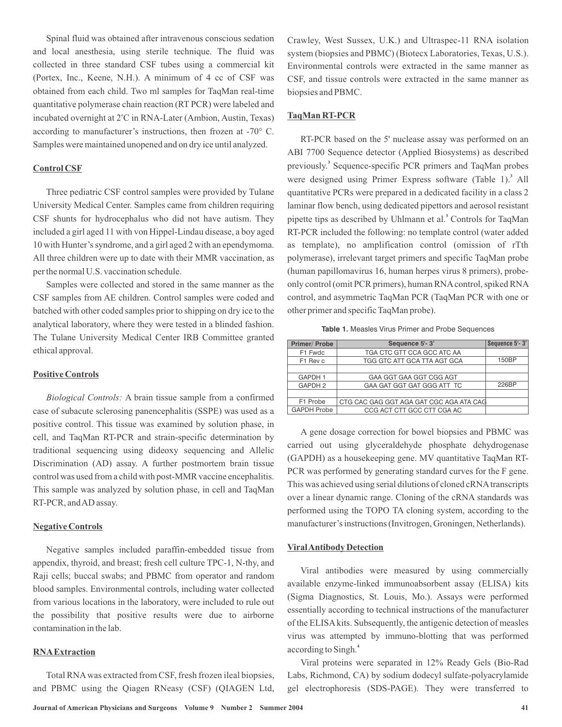Spinal fluid was obtained after intravenous conscious sedation and local anesthesia, using sterile technique. The fluid was collected in three standard CSF tubes using a commercial kit (Portex, Inc., Keene, N.H.). A minimum of 4 cc of CSF was obtained from each child. Two ml samples for TaqMan real-time quantitative polymerase chain reaction (RT PCR) were labeled and incubated overnight at 2°C in RNA-Later (Ambion, Austin, Texas) according to manufacturer's instructions, then frozen at -70° C. Samples were maintained unopened and on dry ice until analyzed.

## Control CSF

Three pediatric CSF control samples were provided by Tulane University Medical Center. Samples came from children requiring CSF shunts for hydrocephalus who did not have autism. They included a girl aged 11 with von Hippel-Lindau disease, a boy aged 10 with Hunter's syndrome, and a girl aged 2 with an ependymoma. All three children were up to date with their MMR vaccination, as per the normal U.S. vaccination schedule.

Samples were collected and stored in the same manner as the CSF samples from AE children. Control samples were coded and batched with other coded samples prior to shipping on dry ice to the analytical laboratory, where they were tested in a blinded fashion. The Tulane University Medical Center IRB Committee granted ethical approval.

## Positive Controls

*Biological Controls:* A brain tissue sample from a confirmed case of subacute sclerosing panencephalitis (SSPE) was used as a positive control. This tissue was examined by solution phase, in cell, and TaqMan RT-PCR and strain-specific determination by traditional sequencing using dideoxy sequencing and Allelic Discrimination (AD) assay. A further postmortem brain tissue control was used from a child with post-MMR vaccine encephalitis. This sample was analyzed by solution phase, in cell and TaqMan RT-PCR, and AD assay.

## Negative Controls

Negative samples included paraffin-embedded tissue from appendix, thyroid, and breast; fresh cell culture TPC-1, N-thy, and Raji cells; buccal swabs; and PBMC from operator and random blood samples. Environmental controls, including water collected from various locations in the laboratory, were included to rule out the possibility that positive results were due to airborne contamination in the lab.

## RNA Extraction

Total RNA was extracted from CSF, fresh frozen ileal biopsies, and PBMC using the Qiagen RNeasy (CSF) (QIAGEN Ltd, Crawley, West Sussex, U.K.) and Ultraspec-11 RNA isolation system (biopsies and PBMC) (Biotecx Laboratories, Texas, U.S.). Environmental controls were extracted in the same manner as CSF, and tissue controls were extracted in the same manner as biopsies and PBMC.

## TaqMan RT-PCR

RT-PCR based on the 5' nuclease assay was performed on an ABI 7700 Sequence detector (Applied Biosystems) as described previously.[3] Sequence-specific PCR primers and TaqMan probes were designed using Primer Express software (Table 1).[3] All quantitative PCRs were prepared in a dedicated facility in a class 2 laminar flow bench, using dedicated pipettors and aerosol resistant pipette tips as described by Uhlmann et al.[3] Controls for TaqMan RT-PCR included the following: no template control (water added as template), no amplification control (omission of rTth polymerase), irrelevant target primers and specific TaqMan probe (human papillomavirus 16, human herpes virus 8 primers), probe-only control (omit PCR primers), human RNA control, spiked RNA control, and asymmetric TaqMan PCR (TaqMan PCR with one or other primer and specific TaqMan probe).

**Table 1.** Measles Virus Primer and Probe Sequences

| Primer/ Probe | Sequence 5'- 3' | Sequence 5'- 3' |
|---|---|---|
| F1 Fwdc | TGA CTC GTT CCA GCC ATC AA | |
| F1 Rev c | TGG GTC ATT GCA TTA AGT GCA | 150BP |
| | | |
| GAPDH 1 | GAA GGT GAA GGT CGG AGT | |
| GAPDH 2 | GAA GAT GGT GAT GGG ATT TC | 226BP |
| | | |
| F1 Probe | CTG CAC GAG GGT AGA GAT CGC AGA ATA CAG | |
| GAPDH Probe | CCG ACT CTT GCC CTT CGA AC | |

A gene dosage correction for bowel biopsies and PBMC was carried out using glyceraldehyde phosphate dehydrogenase (GAPDH) as a housekeeping gene. MV quantitative TaqMan RT-PCR was performed by generating standard curves for the F gene. This was achieved using serial dilutions of cloned cRNA transcripts over a linear dynamic range. Cloning of the cRNA standards was performed using the TOPO TA cloning system, according to the manufacturer's instructions (Invitrogen, Groningen, Netherlands).

## Viral Antibody Detection

Viral antibodies were measured by using commercially available enzyme-linked immunoabsorbent assay (ELISA) kits (Sigma Diagnostics, St. Louis, Mo.). Assays were performed essentially according to technical instructions of the manufacturer of the ELISA kits. Subsequently, the antigenic detection of measles virus was attempted by immuno-blotting that was performed according to Singh.[4]

Viral proteins were separated in 12% Ready Gels (Bio-Rad Labs, Richmond, CA) by sodium dodecyl sulfate-polyacrylamide gel electrophoresis (SDS-PAGE). They were transferred to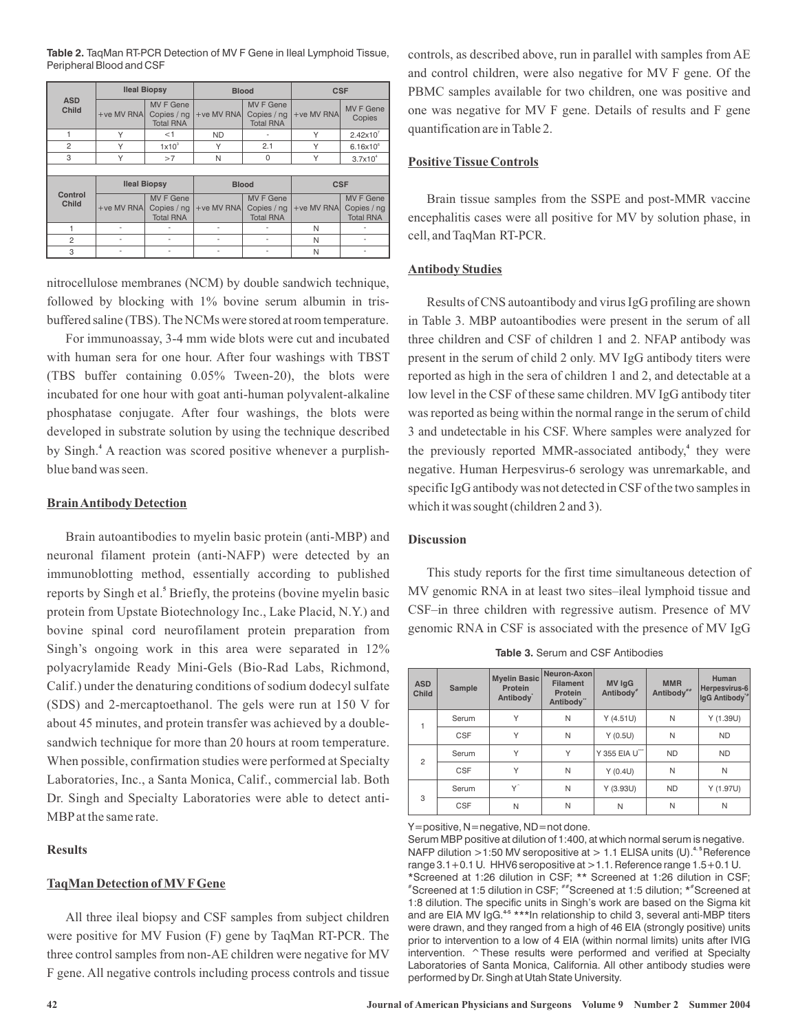**Table 2.** TaqMan RT-PCR Detection of MV F Gene in Ileal Lymphoid Tissue, Peripheral Blood and CSF

| ASD Child | Ileal Biopsy | | Blood | | CSF | |
|---|---|---|---|---|---|---|
| | +ve MV RNA | MV F Gene Copies / ng Total RNA | +ve MV RNA | MV F Gene Copies / ng Total RNA | +ve MV RNA | MV F Gene Copies |
| 1 | Y | <1 | ND | - | Y | $2.42 \times 10^{7}$ |
| 2 | Y | $1 \times 10^{3}$ | Y | 2.1 | Y | $6.16 \times 10^{6}$ |
| 3 | Y | >7 | N | 0 | Y | $3.7 \times 10^{4}$ |
| **Control Child** | **Ileal Biopsy** | | **Blood** | | **CSF** | |
| | +ve MV RNA | MV F Gene Copies / ng Total RNA | +ve MV RNA | MV F Gene Copies / ng Total RNA | +ve MV RNA | MV F Gene Copies / ng Total RNA |
| 1 | - | - | - | - | N | - |
| 2 | - | - | - | - | N | - |
| 3 | - | - | - | - | N | - |

nitrocellulose membranes (NCM) by double sandwich technique, followed by blocking with 1% bovine serum albumin in tris-buffered saline (TBS). The NCMs were stored at room temperature.

For immunoassay, 3-4 mm wide blots were cut and incubated with human sera for one hour. After four washings with TBST (TBS buffer containing 0.05% Tween-20), the blots were incubated for one hour with goat anti-human polyvalent-alkaline phosphatase conjugate. After four washings, the blots were developed in substrate solution by using the technique described by Singh.[4] A reaction was scored positive whenever a purplish-blue band was seen.

## Brain Antibody Detection

Brain autoantibodies to myelin basic protein (anti-MBP) and neuronal filament protein (anti-NAFP) were detected by an immunoblotting method, essentially according to published reports by Singh et al.[5] Briefly, the proteins (bovine myelin basic protein from Upstate Biotechnology Inc., Lake Placid, N.Y.) and bovine spinal cord neurofilament protein preparation from Singh's ongoing work in this area were separated in 12% polyacrylamide Ready Mini-Gels (Bio-Rad Labs, Richmond, Calif.) under the denaturing conditions of sodium dodecyl sulfate (SDS) and 2-mercaptoethanol. The gels were run at 150 V for about 45 minutes, and protein transfer was achieved by a double-sandwich technique for more than 20 hours at room temperature. When possible, confirmation studies were performed at Specialty Laboratories, Inc., a Santa Monica, Calif., commercial lab. Both Dr. Singh and Specialty Laboratories were able to detect anti-MBP at the same rate.

## Results

## TaqMan Detection of MV F Gene

All three ileal biopsy and CSF samples from subject children were positive for MV Fusion (F) gene by TaqMan RT-PCR. The three control samples from non-AE children were negative for MV F gene. All negative controls including process controls and tissue controls, as described above, run in parallel with samples from AE and control children, were also negative for MV F gene. Of the PBMC samples available for two children, one was positive and one was negative for MV F gene. Details of results and F gene quantification are in Table 2.

## Positive Tissue Controls

Brain tissue samples from the SSPE and post-MMR vaccine encephalitis cases were all positive for MV by solution phase, in cell, and TaqMan RT-PCR.

## Antibody Studies

Results of CNS autoantibody and virus IgG profiling are shown in Table 3. MBP autoantibodies were present in the serum of all three children and CSF of children 1 and 2. NFAP antibody was present in the serum of child 2 only. MV IgG antibody titers were reported as high in the sera of children 1 and 2, and detectable at a low level in the CSF of these same children. MV IgG antibody titer was reported as being within the normal range in the serum of child 3 and undetectable in his CSF. Where samples were analyzed for the previously reported MMR-associated antibody,[4] they were negative. Human Herpesvirus-6 serology was unremarkable, and specific IgG antibody was not detected in CSF of the two samples in which it was sought (children 2 and 3).

## Discussion

This study reports for the first time simultaneous detection of MV genomic RNA in at least two sites–ileal lymphoid tissue and CSF–in three children with regressive autism. Presence of MV genomic RNA in CSF is associated with the presence of MV IgG

**Table 3.** Serum and CSF Antibodies

| ASD Child | Sample | Myelin Basic Protein Antibody* | Neuron-Axon Filament Protein Antibody** | MV IgG Antibody# | MMR Antibody## | Human Herpesvirus-6 IgG Antibody*# |
|---|---|---|---|---|---|---|
| 1 | Serum | Y | N | Y (4.51U) | N | Y (1.39U) |
| | CSF | Y | N | Y (0.5U) | N | ND |
| 2 | Serum | Y | Y | Y 355 EIA U*** | ND | ND |
| | CSF | Y | N | Y (0.4U) | N | N |
| 3 | Serum | Y^ | N | Y (3.93U) | ND | Y (1.97U) |
| | CSF | N | N | N | N | N |

Y=positive, N=negative, ND=not done.
Serum MBP positive at dilution of 1:400, at which normal serum is negative. NAFP dilution >1:50 MV seropositive at > 1.1 ELISA units (U).[4,5] Reference range 3.1+0.1 U. HHV6 seropositive at >1.1. Reference range 1.5+0.1 U.
*Screened at 1:26 dilution in CSF; ** Screened at 1:26 dilution in CSF; #Screened at 1:5 dilution in CSF; ##Screened at 1:5 dilution; *#Screened at 1:8 dilution. The specific units in Singh's work are based on the Sigma kit and are EIA MV IgG.[4-5] ***In relationship to child 3, several anti-MBP titers were drawn, and they ranged from a high of 46 EIA (strongly positive) units prior to intervention to a low of 4 EIA (within normal limits) units after IVIG intervention. ^These results were performed and verified at Specialty Laboratories of Santa Monica, California. All other antibody studies were performed by Dr. Singh at Utah State University.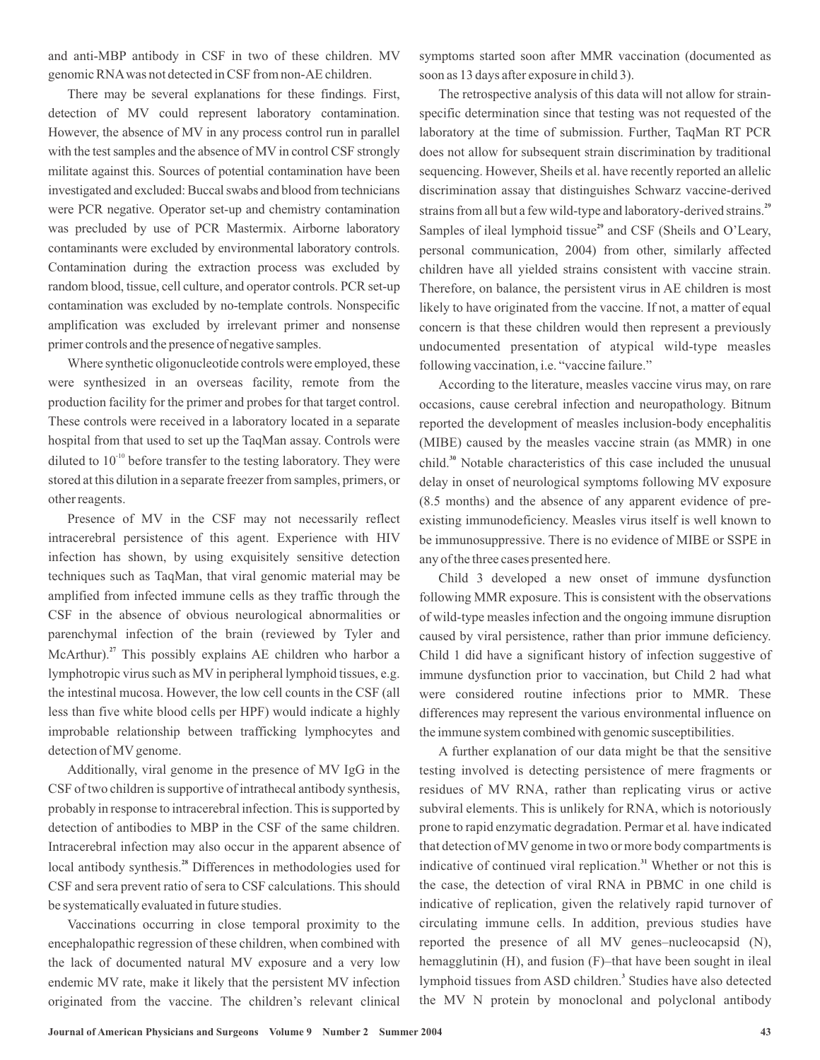and anti-MBP antibody in CSF in two of these children. MV genomic RNA was not detected in CSF from non-AE children.

There may be several explanations for these findings. First, detection of MV could represent laboratory contamination. However, the absence of MV in any process control run in parallel with the test samples and the absence of MV in control CSF strongly militate against this. Sources of potential contamination have been investigated and excluded: Buccal swabs and blood from technicians were PCR negative. Operator set-up and chemistry contamination was precluded by use of PCR Mastermix. Airborne laboratory contaminants were excluded by environmental laboratory controls. Contamination during the extraction process was excluded by random blood, tissue, cell culture, and operator controls. PCR set-up contamination was excluded by no-template controls. Nonspecific amplification was excluded by irrelevant primer and nonsense primer controls and the presence of negative samples.

Where synthetic oligonucleotide controls were employed, these were synthesized in an overseas facility, remote from the production facility for the primer and probes for that target control. These controls were received in a laboratory located in a separate hospital from that used to set up the TaqMan assay. Controls were diluted to $10^{-10}$ before transfer to the testing laboratory. They were stored at this dilution in a separate freezer from samples, primers, or other reagents.

Presence of MV in the CSF may not necessarily reflect intracerebral persistence of this agent. Experience with HIV infection has shown, by using exquisitely sensitive detection techniques such as TaqMan, that viral genomic material may be amplified from infected immune cells as they traffic through the CSF in the absence of obvious neurological abnormalities or parenchymal infection of the brain (reviewed by Tyler and McArthur).[27] This possibly explains AE children who harbor a lymphotropic virus such as MV in peripheral lymphoid tissues, e.g. the intestinal mucosa. However, the low cell counts in the CSF (all less than five white blood cells per HPF) would indicate a highly improbable relationship between trafficking lymphocytes and detection of MV genome.

Additionally, viral genome in the presence of MV IgG in the CSF of two children is supportive of intrathecal antibody synthesis, probably in response to intracerebral infection. This is supported by detection of antibodies to MBP in the CSF of the same children. Intracerebral infection may also occur in the apparent absence of local antibody synthesis.[28] Differences in methodologies used for CSF and sera prevent ratio of sera to CSF calculations. This should be systematically evaluated in future studies.

Vaccinations occurring in close temporal proximity to the encephalopathic regression of these children, when combined with the lack of documented natural MV exposure and a very low endemic MV rate, make it likely that the persistent MV infection originated from the vaccine. The children's relevant clinical symptoms started soon after MMR vaccination (documented as soon as 13 days after exposure in child 3).

The retrospective analysis of this data will not allow for strain-specific determination since that testing was not requested of the laboratory at the time of submission. Further, TaqMan RT PCR does not allow for subsequent strain discrimination by traditional sequencing. However, Sheils et al. have recently reported an allelic discrimination assay that distinguishes Schwarz vaccine-derived strains from all but a few wild-type and laboratory-derived strains.[29] Samples of ileal lymphoid tissue[29] and CSF (Sheils and O'Leary, personal communication, 2004) from other, similarly affected children have all yielded strains consistent with vaccine strain. Therefore, on balance, the persistent virus in AE children is most likely to have originated from the vaccine. If not, a matter of equal concern is that these children would then represent a previously undocumented presentation of atypical wild-type measles following vaccination, i.e. "vaccine failure."

According to the literature, measles vaccine virus may, on rare occasions, cause cerebral infection and neuropathology. Bitnum reported the development of measles inclusion-body encephalitis (MIBE) caused by the measles vaccine strain (as MMR) in one child.[30] Notable characteristics of this case included the unusual delay in onset of neurological symptoms following MV exposure (8.5 months) and the absence of any apparent evidence of pre-existing immunodeficiency. Measles virus itself is well known to be immunosuppressive. There is no evidence of MIBE or SSPE in any of the three cases presented here.

Child 3 developed a new onset of immune dysfunction following MMR exposure. This is consistent with the observations of wild-type measles infection and the ongoing immune disruption caused by viral persistence, rather than prior immune deficiency. Child 1 did have a significant history of infection suggestive of immune dysfunction prior to vaccination, but Child 2 had what were considered routine infections prior to MMR. These differences may represent the various environmental influence on the immune system combined with genomic susceptibilities.

A further explanation of our data might be that the sensitive testing involved is detecting persistence of mere fragments or residues of MV RNA, rather than replicating virus or active subviral elements. This is unlikely for RNA, which is notoriously prone to rapid enzymatic degradation. Permar et al*.* have indicated that detection of MV genome in two or more body compartments is indicative of continued viral replication.[31] Whether or not this is the case, the detection of viral RNA in PBMC in one child is indicative of replication, given the relatively rapid turnover of circulating immune cells. In addition, previous studies have reported the presence of all MV genes–nucleocapsid (N), hemagglutinin (H), and fusion (F)–that have been sought in ileal lymphoid tissues from ASD children.[3] Studies have also detected the MV N protein by monoclonal and polyclonal antibody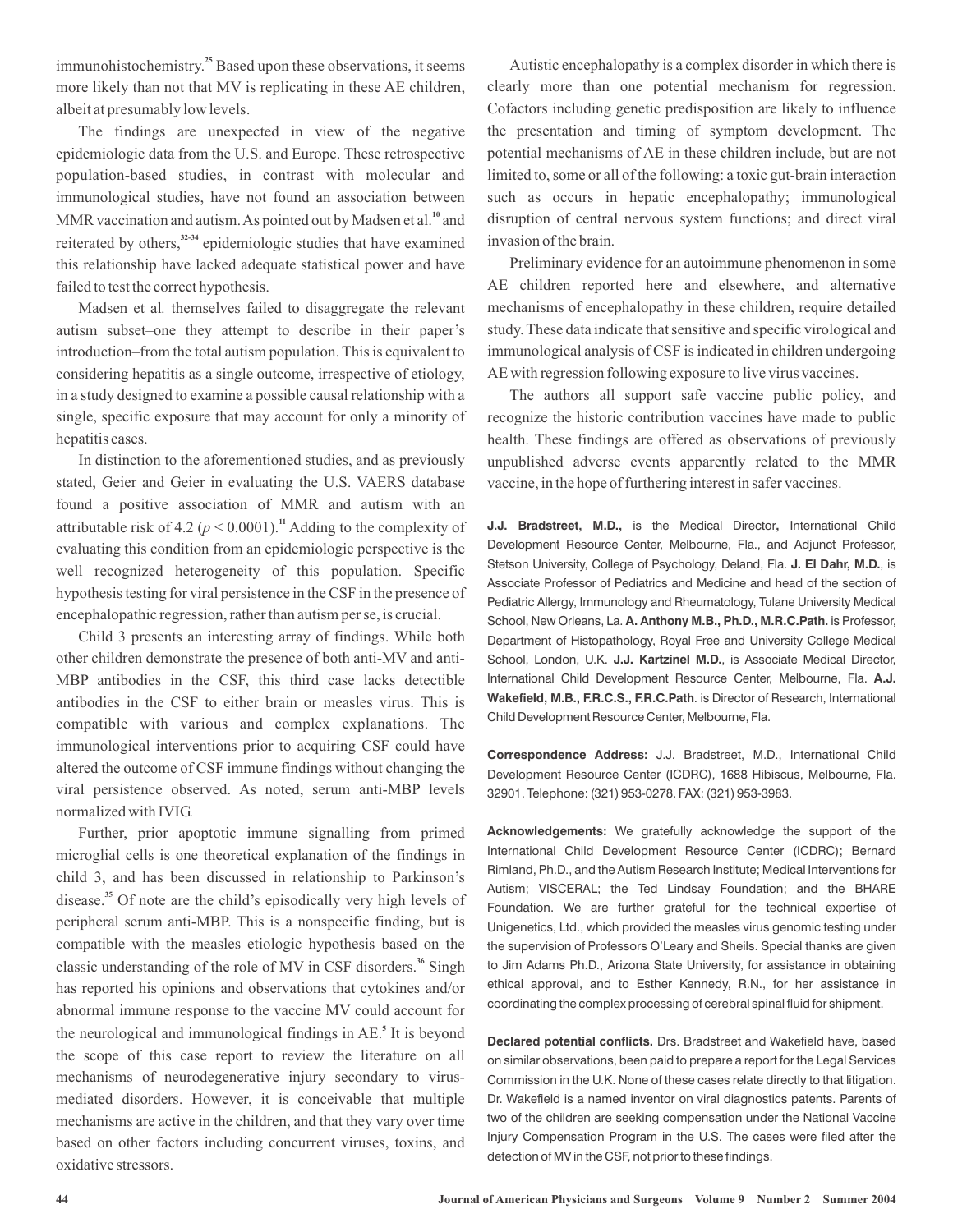immunohistochemistry.[25] Based upon these observations, it seems more likely than not that MV is replicating in these AE children, albeit at presumably low levels.

The findings are unexpected in view of the negative epidemiologic data from the U.S. and Europe. These retrospective population-based studies, in contrast with molecular and immunological studies, have not found an association between MMR vaccination and autism. As pointed out by Madsen et al.[10] and reiterated by others,[32-34] epidemiologic studies that have examined this relationship have lacked adequate statistical power and have failed to test the correct hypothesis.

Madsen et al. themselves failed to disaggregate the relevant autism subset–one they attempt to describe in their paper's introduction–from the total autism population. This is equivalent to considering hepatitis as a single outcome, irrespective of etiology, in a study designed to examine a possible causal relationship with a single, specific exposure that may account for only a minority of hepatitis cases.

In distinction to the aforementioned studies, and as previously stated, Geier and Geier in evaluating the U.S. VAERS database found a positive association of MMR and autism with an attributable risk of 4.2 ($p < 0.0001$).[11] Adding to the complexity of evaluating this condition from an epidemiologic perspective is the well recognized heterogeneity of this population. Specific hypothesis testing for viral persistence in the CSF in the presence of encephalopathic regression, rather than autism per se, is crucial.

Child 3 presents an interesting array of findings. While both other children demonstrate the presence of both anti-MV and anti-MBP antibodies in the CSF, this third case lacks detectible antibodies in the CSF to either brain or measles virus. This is compatible with various and complex explanations. The immunological interventions prior to acquiring CSF could have altered the outcome of CSF immune findings without changing the viral persistence observed. As noted, serum anti-MBP levels normalized with IVIG.

Further, prior apoptotic immune signalling from primed microglial cells is one theoretical explanation of the findings in child 3, and has been discussed in relationship to Parkinson's disease.[35] Of note are the child's episodically very high levels of peripheral serum anti-MBP. This is a nonspecific finding, but is compatible with the measles etiologic hypothesis based on the classic understanding of the role of MV in CSF disorders.[36] Singh has reported his opinions and observations that cytokines and/or abnormal immune response to the vaccine MV could account for the neurological and immunological findings in AE.[5] It is beyond the scope of this case report to review the literature on all mechanisms of neurodegenerative injury secondary to virus-mediated disorders. However, it is conceivable that multiple mechanisms are active in the children, and that they vary over time based on other factors including concurrent viruses, toxins, and oxidative stressors.

Autistic encephalopathy is a complex disorder in which there is clearly more than one potential mechanism for regression. Cofactors including genetic predisposition are likely to influence the presentation and timing of symptom development. The potential mechanisms of AE in these children include, but are not limited to, some or all of the following: a toxic gut-brain interaction such as occurs in hepatic encephalopathy; immunological disruption of central nervous system functions; and direct viral invasion of the brain.

Preliminary evidence for an autoimmune phenomenon in some AE children reported here and elsewhere, and alternative mechanisms of encephalopathy in these children, require detailed study. These data indicate that sensitive and specific virological and immunological analysis of CSF is indicated in children undergoing AE with regression following exposure to live virus vaccines.

The authors all support safe vaccine public policy, and recognize the historic contribution vaccines have made to public health. These findings are offered as observations of previously unpublished adverse events apparently related to the MMR vaccine, in the hope of furthering interest in safer vaccines.

**J.J. Bradstreet, M.D.,** is the Medical Director**,** International Child Development Resource Center, Melbourne, Fla., and Adjunct Professor, Stetson University, College of Psychology, Deland, Fla. **J. El Dahr, M.D.**, is Associate Professor of Pediatrics and Medicine and head of the section of Pediatric Allergy, Immunology and Rheumatology, Tulane University Medical School, New Orleans, La. **A. Anthony M.B., Ph.D., M.R.C.Path.** is Professor, Department of Histopathology, Royal Free and University College Medical School, London, U.K. **J.J. Kartzinel M.D.**, is Associate Medical Director, International Child Development Resource Center, Melbourne, Fla. **A.J. Wakefield, M.B., F.R.C.S., F.R.C.Path**. is Director of Research, International Child Development Resource Center, Melbourne, Fla.

**Correspondence Address:** J.J. Bradstreet, M.D., International Child Development Resource Center (ICDRC), 1688 Hibiscus, Melbourne, Fla. 32901. Telephone: (321) 953-0278. FAX: (321) 953-3983.

**Acknowledgements:** We gratefully acknowledge the support of the International Child Development Resource Center (ICDRC); Bernard Rimland, Ph.D., and the Autism Research Institute; Medical Interventions for Autism; VISCERAL; the Ted Lindsay Foundation; and the BHARE Foundation. We are further grateful for the technical expertise of Unigenetics, Ltd., which provided the measles virus genomic testing under the supervision of Professors O'Leary and Sheils. Special thanks are given to Jim Adams Ph.D., Arizona State University, for assistance in obtaining ethical approval, and to Esther Kennedy, R.N., for her assistance in coordinating the complex processing of cerebral spinal fluid for shipment.

**Declared potential conflicts.** Drs. Bradstreet and Wakefield have, based on similar observations, been paid to prepare a report for the Legal Services Commission in the U.K. None of these cases relate directly to that litigation. Dr. Wakefield is a named inventor on viral diagnostics patents. Parents of two of the children are seeking compensation under the National Vaccine Injury Compensation Program in the U.S. The cases were filed after the detection of MV in the CSF, not prior to these findings.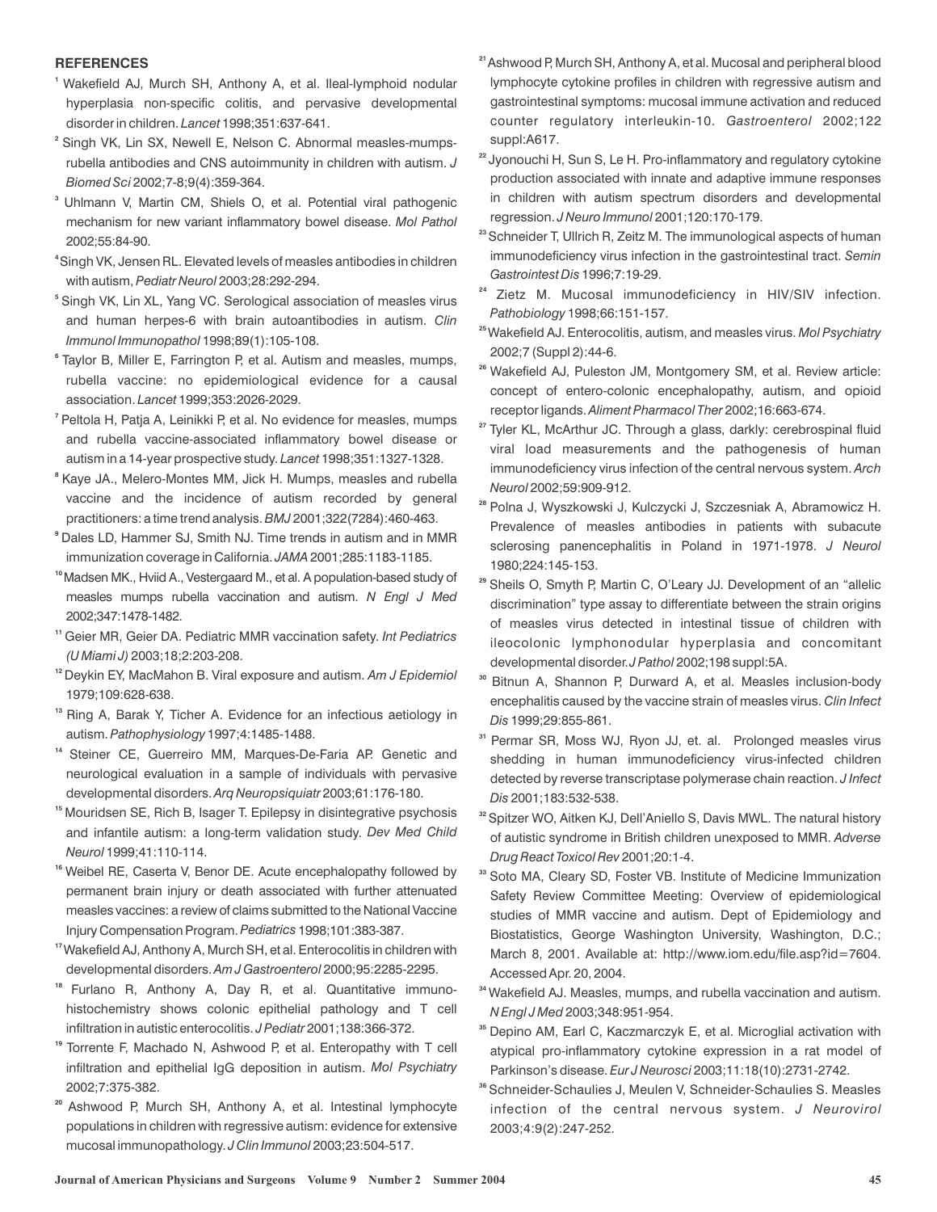## REFERENCES

1. Wakefield AJ, Murch SH, Anthony A, et al. Ileal-lymphoid nodular hyperplasia non-specific colitis, and pervasive developmental disorder in children. *Lancet* 1998;351:637-641.
2. Singh VK, Lin SX, Newell E, Nelson C. Abnormal measles-mumps-rubella antibodies and CNS autoimmunity in children with autism. *J Biomed Sci* 2002;7-8;9(4):359-364.
3. Uhlmann V, Martin CM, Shiels O, et al. Potential viral pathogenic mechanism for new variant inflammatory bowel disease. *Mol Pathol* 2002;55:84-90.
4. Singh VK, Jensen RL. Elevated levels of measles antibodies in children with autism, *Pediatr Neurol* 2003;28:292-294.
5. Singh VK, Lin XL, Yang VC. Serological association of measles virus and human herpes-6 with brain autoantibodies in autism. *Clin Immunol Immunopathol* 1998;89(1):105-108.
6. Taylor B, Miller E, Farrington P, et al. Autism and measles, mumps, rubella vaccine: no epidemiological evidence for a causal association. *Lancet* 1999;353:2026-2029.
7. Peltola H, Patja A, Leinikki P, et al. No evidence for measles, mumps and rubella vaccine-associated inflammatory bowel disease or autism in a 14-year prospective study. *Lancet* 1998;351:1327-1328.
8. Kaye JA., Melero-Montes MM, Jick H. Mumps, measles and rubella vaccine and the incidence of autism recorded by general practitioners: a time trend analysis. *BMJ* 2001;322(7284):460-463.
9. Dales LD, Hammer SJ, Smith NJ. Time trends in autism and in MMR immunization coverage in California. *JAMA* 2001;285:1183-1185.
10. Madsen MK., Hviid A., Vestergaard M., et al. A population-based study of measles mumps rubella vaccination and autism. *N Engl J Med* 2002;347:1478-1482.
11. Geier MR, Geier DA. Pediatric MMR vaccination safety. *Int Pediatrics (U Miami J)* 2003;18;2:203-208.
12. Deykin EY, MacMahon B. Viral exposure and autism. *Am J Epidemiol* 1979;109:628-638.
13. Ring A, Barak Y, Ticher A. Evidence for an infectious aetiology in autism. *Pathophysiology* 1997;4:1485-1488.
14. Steiner CE, Guerreiro MM, Marques-De-Faria AP. Genetic and neurological evaluation in a sample of individuals with pervasive developmental disorders. *Arq Neuropsiquiatr* 2003;61:176-180.
15. Mouridsen SE, Rich B, Isager T. Epilepsy in disintegrative psychosis and infantile autism: a long-term validation study. *Dev Med Child Neurol* 1999;41:110-114.
16. Weibel RE, Caserta V, Benor DE. Acute encephalopathy followed by permanent brain injury or death associated with further attenuated measles vaccines: a review of claims submitted to the National Vaccine Injury Compensation Program. *Pediatrics* 1998;101:383-387.
17. Wakefield AJ, Anthony A, Murch SH, et al. Enterocolitis in children with developmental disorders. *Am J Gastroenterol* 2000;95:2285-2295.
18. Furlano R, Anthony A, Day R, et al. Quantitative immuno-histochemistry shows colonic epithelial pathology and T cell infiltration in autistic enterocolitis. *J Pediatr* 2001;138:366-372.
19. Torrente F, Machado N, Ashwood P, et al. Enteropathy with T cell infiltration and epithelial IgG deposition in autism. *Mol Psychiatry* 2002;7:375-382.
20. Ashwood P, Murch SH, Anthony A, et al. Intestinal lymphocyte populations in children with regressive autism: evidence for extensive mucosal immunopathology. *J Clin Immunol* 2003;23:504-517.
21. Ashwood P, Murch SH, Anthony A, et al. Mucosal and peripheral blood lymphocyte cytokine profiles in children with regressive autism and gastrointestinal symptoms: mucosal immune activation and reduced counter regulatory interleukin-10. *Gastroenterol* 2002;122 suppl:A617.
22. Jyonouchi H, Sun S, Le H. Pro-inflammatory and regulatory cytokine production associated with innate and adaptive immune responses in children with autism spectrum disorders and developmental regression. *J Neuro Immunol* 2001;120:170-179.
23. Schneider T, Ullrich R, Zeitz M. The immunological aspects of human immunodeficiency virus infection in the gastrointestinal tract. *Semin Gastrointest Dis* 1996;7:19-29.
24. Zietz M. Mucosal immunodeficiency in HIV/SIV infection. *Pathobiology* 1998;66:151-157.
25. Wakefield AJ. Enterocolitis, autism, and measles virus. *Mol Psychiatry* 2002;7 (Suppl 2):44-6.
26. Wakefield AJ, Puleston JM, Montgomery SM, et al. Review article: concept of entero-colonic encephalopathy, autism, and opioid receptor ligands. *Aliment Pharmacol Ther* 2002;16:663-674.
27. Tyler KL, McArthur JC. Through a glass, darkly: cerebrospinal fluid viral load measurements and the pathogenesis of human immunodeficiency virus infection of the central nervous system. *Arch Neurol* 2002;59:909-912.
28. Polna J, Wyszkowski J, Kulczycki J, Szczesniak A, Abramowicz H. Prevalence of measles antibodies in patients with subacute sclerosing panencephalitis in Poland in 1971-1978. *J Neurol* 1980;224:145-153.
29. Sheils O, Smyth P, Martin C, O'Leary JJ. Development of an "allelic discrimination" type assay to differentiate between the strain origins of measles virus detected in intestinal tissue of children with ileocolonic lymphonodular hyperplasia and concomitant developmental disorder. *J Pathol* 2002;198 suppl:5A.
30. Bitnun A, Shannon P, Durward A, et al. Measles inclusion-body encephalitis caused by the vaccine strain of measles virus. *Clin Infect Dis* 1999;29:855-861.
31. Permar SR, Moss WJ, Ryon JJ, et. al. Prolonged measles virus shedding in human immunodeficiency virus-infected children detected by reverse transcriptase polymerase chain reaction. *J Infect Dis* 2001;183:532-538.
32. Spitzer WO, Aitken KJ, Dell'Aniello S, Davis MWL. The natural history of autistic syndrome in British children unexposed to MMR. *Adverse Drug React Toxicol Rev* 2001;20:1-4.
33. Soto MA, Cleary SD, Foster VB. Institute of Medicine Immunization Safety Review Committee Meeting: Overview of epidemiological studies of MMR vaccine and autism. Dept of Epidemiology and Biostatistics, George Washington University, Washington, D.C.; March 8, 2001. Available at: http://www.iom.edu/file.asp?id=7604. Accessed Apr. 20, 2004.
34. Wakefield AJ. Measles, mumps, and rubella vaccination and autism. *N Engl J Med* 2003;348:951-954.
35. Depino AM, Earl C, Kaczmarczyk E, et al. Microglial activation with atypical pro-inflammatory cytokine expression in a rat model of Parkinson's disease. *Eur J Neurosci* 2003;11:18(10):2731-2742.
36. Schneider-Schaulies J, Meulen V, Schneider-Schaulies S. Measles infection of the central nervous system. *J Neurovirol* 2003;4:9(2):247-252.